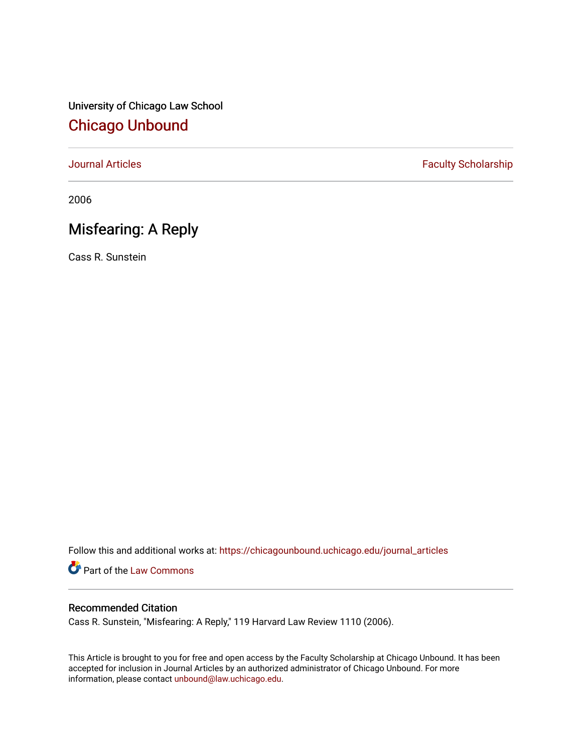University of Chicago Law School

# Chicago Unbound

Journal Articles | Faculty Scholarship

2006

## Misfearing: A Reply

Cass R. Sunstein

Follow this and additional works at: https://chicagounbound.uchicago.edu/journal_articles

Part of the Law Commons

### Recommended Citation

Cass R. Sunstein, "Misfearing: A Reply," 119 Harvard Law Review 1110 (2006).

This Article is brought to you for free and open access by the Faculty Scholarship at Chicago Unbound. It has been accepted for inclusion in Journal Articles by an authorized administrator of Chicago Unbound. For more information, please contact unbound@law.uchicago.edu.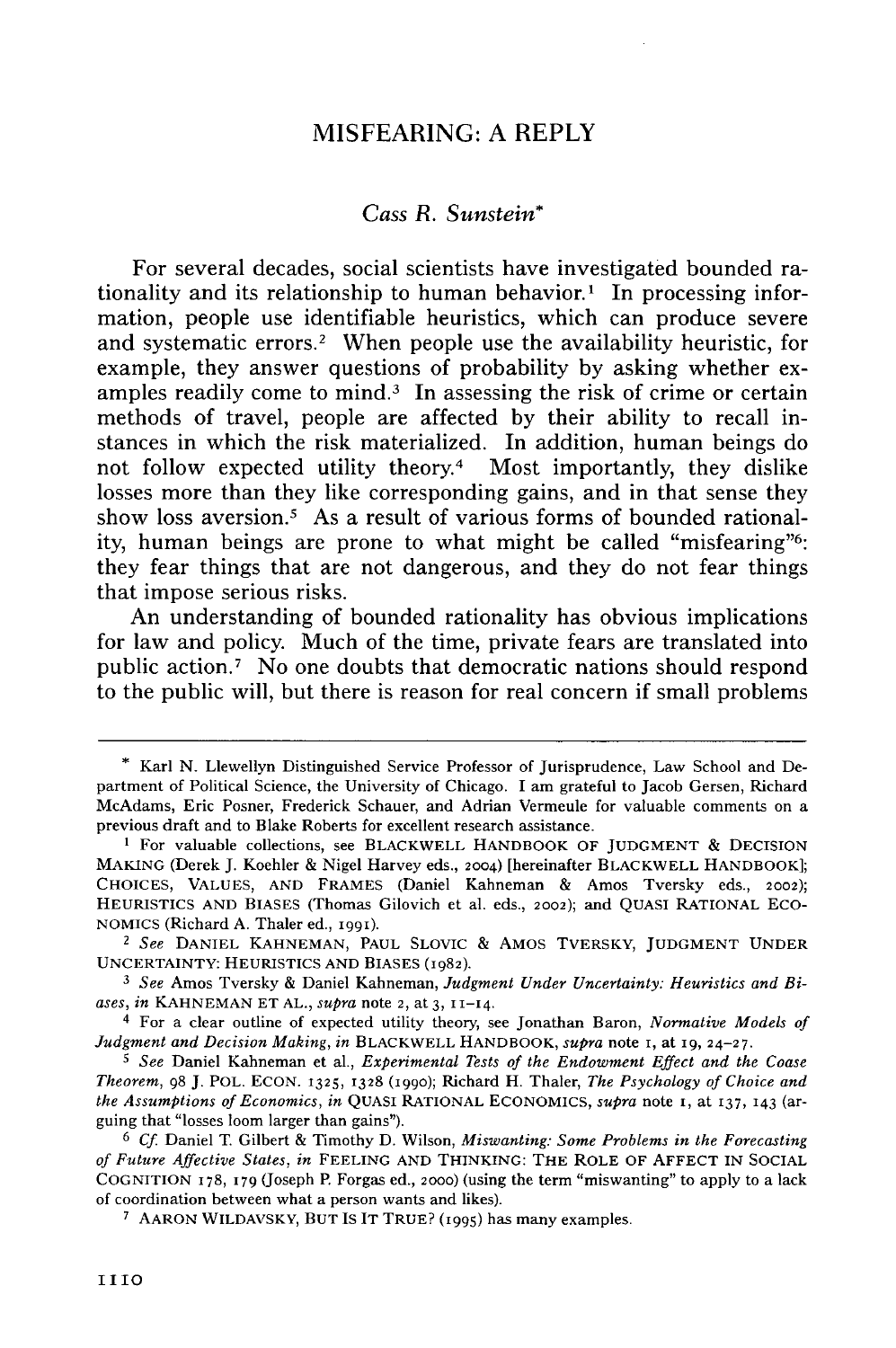# MISFEARING: A REPLY

*Cass R. Sunstein**

For several decades, social scientists have investigated bounded rationality and its relationship to human behavior.[1] In processing information, people use identifiable heuristics, which can produce severe and systematic errors.[2] When people use the availability heuristic, for example, they answer questions of probability by asking whether examples readily come to mind.[3] In assessing the risk of crime or certain methods of travel, people are affected by their ability to recall instances in which the risk materialized. In addition, human beings do not follow expected utility theory.[4] Most importantly, they dislike losses more than they like corresponding gains, and in that sense they show loss aversion.[5] As a result of various forms of bounded rationality, human beings are prone to what might be called "misfearing"[6]: they fear things that are not dangerous, and they do not fear things that impose serious risks.

An understanding of bounded rationality has obvious implications for law and policy. Much of the time, private fears are translated into public action.[7] No one doubts that democratic nations should respond to the public will, but there is reason for real concern if small problems

---

* Karl N. Llewellyn Distinguished Service Professor of Jurisprudence, Law School and Department of Political Science, the University of Chicago. I am grateful to Jacob Gersen, Richard McAdams, Eric Posner, Frederick Schauer, and Adrian Vermeule for valuable comments on a previous draft and to Blake Roberts for excellent research assistance.

[1] For valuable collections, see BLACKWELL HANDBOOK OF JUDGMENT & DECISION MAKING (Derek J. Koehler & Nigel Harvey eds., 2004) [hereinafter BLACKWELL HANDBOOK]; CHOICES, VALUES, AND FRAMES (Daniel Kahneman & Amos Tversky eds., 2002); HEURISTICS AND BIASES (Thomas Gilovich et al. eds., 2002); and QUASI RATIONAL ECONOMICS (Richard A. Thaler ed., 1991).

[2] *See* DANIEL KAHNEMAN, PAUL SLOVIC & AMOS TVERSKY, JUDGMENT UNDER UNCERTAINTY: HEURISTICS AND BIASES (1982).

[3] *See* Amos Tversky & Daniel Kahneman, *Judgment Under Uncertainty: Heuristics and Biases*, *in* KAHNEMAN ET AL., *supra* note 2, at 3, 11–14.

[4] For a clear outline of expected utility theory, see Jonathan Baron, *Normative Models of Judgment and Decision Making*, *in* BLACKWELL HANDBOOK, *supra* note 1, at 19, 24–27.

[5] *See* Daniel Kahneman et al., *Experimental Tests of the Endowment Effect and the Coase Theorem*, 98 J. POL. ECON. 1325, 1328 (1990); Richard H. Thaler, *The Psychology of Choice and the Assumptions of Economics*, *in* QUASI RATIONAL ECONOMICS, *supra* note 1, at 137, 143 (arguing that "losses loom larger than gains").

[6] *Cf.* Daniel T. Gilbert & Timothy D. Wilson, *Miswanting: Some Problems in the Forecasting of Future Affective States*, *in* FEELING AND THINKING: THE ROLE OF AFFECT IN SOCIAL COGNITION 178, 179 (Joseph P. Forgas ed., 2000) (using the term "miswanting" to apply to a lack of coordination between what a person wants and likes).

[7] AARON WILDAVSKY, BUT IS IT TRUE? (1995) has many examples.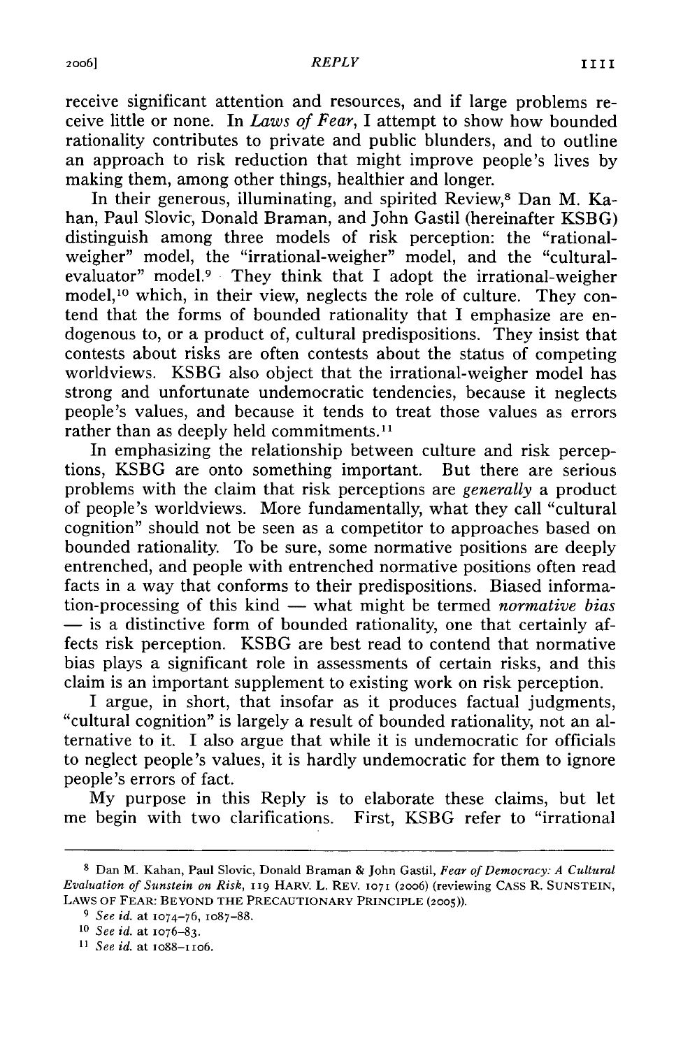receive significant attention and resources, and if large problems receive little or none. In *Laws of Fear*, I attempt to show how bounded rationality contributes to private and public blunders, and to outline an approach to risk reduction that might improve people's lives by making them, among other things, healthier and longer.

In their generous, illuminating, and spirited Review,[8] Dan M. Kahan, Paul Slovic, Donald Braman, and John Gastil (hereinafter KSBG) distinguish among three models of risk perception: the "rational-weigher" model, the "irrational-weigher" model, and the "cultural-evaluator" model.[9] They think that I adopt the irrational-weigher model,[10] which, in their view, neglects the role of culture. They contend that the forms of bounded rationality that I emphasize are endogenous to, or a product of, cultural predispositions. They insist that contests about risks are often contests about the status of competing worldviews. KSBG also object that the irrational-weigher model has strong and unfortunate undemocratic tendencies, because it neglects people's values, and because it tends to treat those values as errors rather than as deeply held commitments.[11]

In emphasizing the relationship between culture and risk perceptions, KSBG are onto something important. But there are serious problems with the claim that risk perceptions are *generally* a product of people's worldviews. More fundamentally, what they call "cultural cognition" should not be seen as a competitor to approaches based on bounded rationality. To be sure, some normative positions are deeply entrenched, and people with entrenched normative positions often read facts in a way that conforms to their predispositions. Biased information-processing of this kind — what might be termed *normative bias* — is a distinctive form of bounded rationality, one that certainly affects risk perception. KSBG are best read to contend that normative bias plays a significant role in assessments of certain risks, and this claim is an important supplement to existing work on risk perception.

I argue, in short, that insofar as it produces factual judgments, "cultural cognition" is largely a result of bounded rationality, not an alternative to it. I also argue that while it is undemocratic for officials to neglect people's values, it is hardly undemocratic for them to ignore people's errors of fact.

My purpose in this Reply is to elaborate these claims, but let me begin with two clarifications. First, KSBG refer to "irrational

---

[8] Dan M. Kahan, Paul Slovic, Donald Braman & John Gastil, *Fear of Democracy: A Cultural Evaluation of Sunstein on Risk*, 119 HARV. L. REV. 1071 (2006) (reviewing CASS R. SUNSTEIN, LAWS OF FEAR: BEYOND THE PRECAUTIONARY PRINCIPLE (2005)).

[9] *See id.* at 1074–76, 1087–88.

[10] *See id.* at 1076–83.

[11] *See id.* at 1088–1106.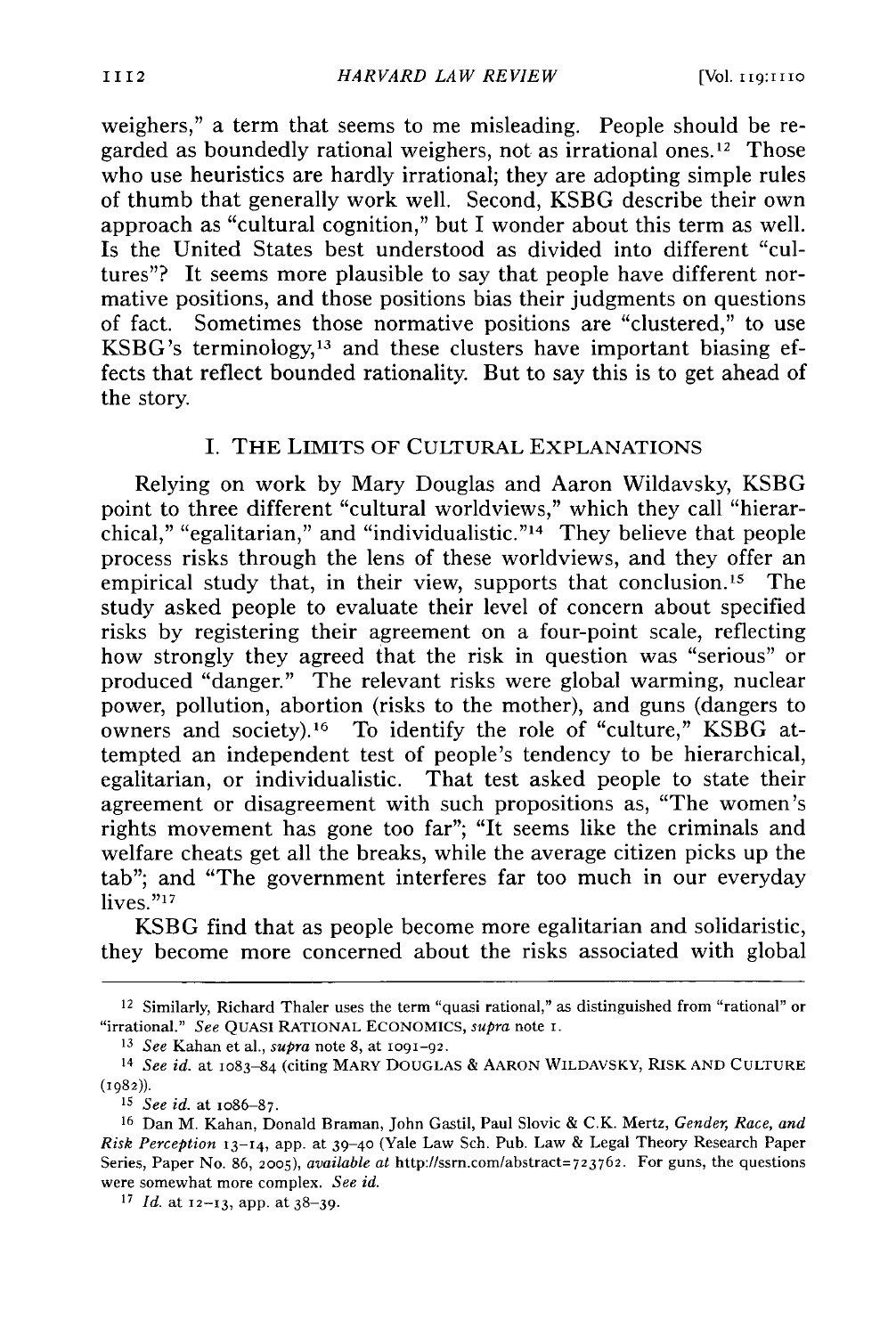weighers," a term that seems to me misleading. People should be regarded as boundedly rational weighers, not as irrational ones.[12] Those who use heuristics are hardly irrational; they are adopting simple rules of thumb that generally work well. Second, KSBG describe their own approach as "cultural cognition," but I wonder about this term as well. Is the United States best understood as divided into different "cultures"? It seems more plausible to say that people have different normative positions, and those positions bias their judgments on questions of fact. Sometimes those normative positions are "clustered," to use KSBG's terminology,[13] and these clusters have important biasing effects that reflect bounded rationality. But to say this is to get ahead of the story.

## I. THE LIMITS OF CULTURAL EXPLANATIONS

Relying on work by Mary Douglas and Aaron Wildavsky, KSBG point to three different "cultural worldviews," which they call "hierarchical," "egalitarian," and "individualistic."[14] They believe that people process risks through the lens of these worldviews, and they offer an empirical study that, in their view, supports that conclusion.[15] The study asked people to evaluate their level of concern about specified risks by registering their agreement on a four-point scale, reflecting how strongly they agreed that the risk in question was "serious" or produced "danger." The relevant risks were global warming, nuclear power, pollution, abortion (risks to the mother), and guns (dangers to owners and society).[16] To identify the role of "culture," KSBG attempted an independent test of people's tendency to be hierarchical, egalitarian, or individualistic. That test asked people to state their agreement or disagreement with such propositions as, "The women's rights movement has gone too far"; "It seems like the criminals and welfare cheats get all the breaks, while the average citizen picks up the tab"; and "The government interferes far too much in our everyday lives."[17]

KSBG find that as people become more egalitarian and solidaristic, they become more concerned about the risks associated with global

---

[12] Similarly, Richard Thaler uses the term "quasi rational," as distinguished from "rational" or "irrational." *See* QUASI RATIONAL ECONOMICS, *supra* note 1.

[13] *See* Kahan et al., *supra* note 8, at 1091–92.

[14] *See id.* at 1083–84 (citing MARY DOUGLAS & AARON WILDAVSKY, RISK AND CULTURE (1982)).

[15] *See id.* at 1086–87.

[16] Dan M. Kahan, Donald Braman, John Gastil, Paul Slovic & C.K. Mertz, *Gender, Race, and Risk Perception* 13–14, app. at 39–40 (Yale Law Sch. Pub. Law & Legal Theory Research Paper Series, Paper No. 86, 2005), *available at* http://ssrn.com/abstract=723762. For guns, the questions were somewhat more complex. *See id.*

[17] *Id.* at 12–13, app. at 38–39.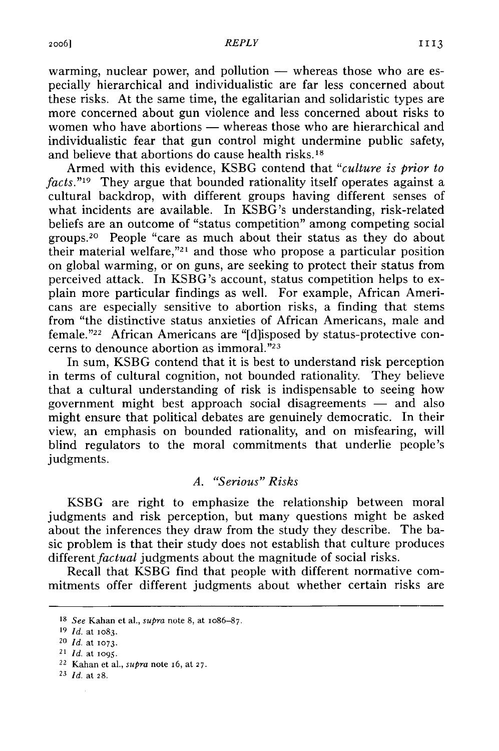warming, nuclear power, and pollution — whereas those who are especially hierarchical and individualistic are far less concerned about these risks. At the same time, the egalitarian and solidaristic types are more concerned about gun violence and less concerned about risks to women who have abortions — whereas those who are hierarchical and individualistic fear that gun control might undermine public safety, and believe that abortions do cause health risks.[18]

Armed with this evidence, KSBG contend that "*culture is prior to facts*."[19] They argue that bounded rationality itself operates against a cultural backdrop, with different groups having different senses of what incidents are available. In KSBG's understanding, risk-related beliefs are an outcome of "status competition" among competing social groups.[20] People "care as much about their status as they do about their material welfare,"[21] and those who propose a particular position on global warming, or on guns, are seeking to protect their status from perceived attack. In KSBG's account, status competition helps to explain more particular findings as well. For example, African Americans are especially sensitive to abortion risks, a finding that stems from "the distinctive status anxieties of African Americans, male and female."[22] African Americans are "[d]isposed by status-protective concerns to denounce abortion as immoral."[23]

In sum, KSBG contend that it is best to understand risk perception in terms of cultural cognition, not bounded rationality. They believe that a cultural understanding of risk is indispensable to seeing how government might best approach social disagreements — and also might ensure that political debates are genuinely democratic. In their view, an emphasis on bounded rationality, and on misfearing, will blind regulators to the moral commitments that underlie people's judgments.

### A. "Serious" Risks

KSBG are right to emphasize the relationship between moral judgments and risk perception, but many questions might be asked about the inferences they draw from the study they describe. The basic problem is that their study does not establish that culture produces different *factual* judgments about the magnitude of social risks.

Recall that KSBG find that people with different normative commitments offer different judgments about whether certain risks are

---

[18] *See* Kahan et al., *supra* note 8, at 1086–87.

[19] *Id.* at 1083.

[20] *Id.* at 1073.

[21] *Id.* at 1095.

[22] Kahan et al., *supra* note 16, at 27.

[23] *Id.* at 28.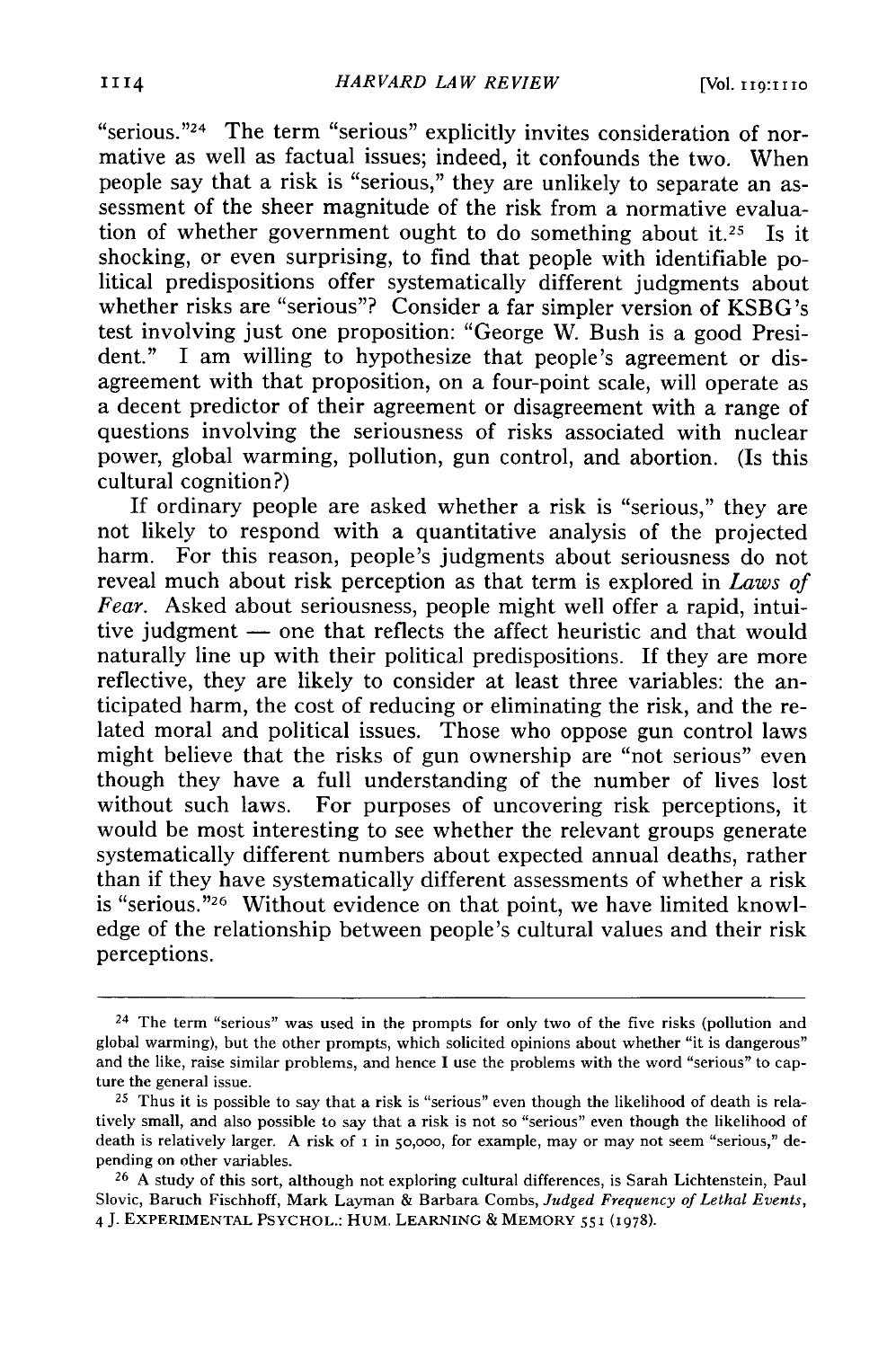"serious."[24] The term "serious" explicitly invites consideration of normative as well as factual issues; indeed, it confounds the two. When people say that a risk is "serious," they are unlikely to separate an assessment of the sheer magnitude of the risk from a normative evaluation of whether government ought to do something about it.[25] Is it shocking, or even surprising, to find that people with identifiable political predispositions offer systematically different judgments about whether risks are "serious"? Consider a far simpler version of KSBG's test involving just one proposition: "George W. Bush is a good President." I am willing to hypothesize that people's agreement or disagreement with that proposition, on a four-point scale, will operate as a decent predictor of their agreement or disagreement with a range of questions involving the seriousness of risks associated with nuclear power, global warming, pollution, gun control, and abortion. (Is this cultural cognition?)

If ordinary people are asked whether a risk is "serious," they are not likely to respond with a quantitative analysis of the projected harm. For this reason, people's judgments about seriousness do not reveal much about risk perception as that term is explored in *Laws of Fear*. Asked about seriousness, people might well offer a rapid, intuitive judgment — one that reflects the affect heuristic and that would naturally line up with their political predispositions. If they are more reflective, they are likely to consider at least three variables: the anticipated harm, the cost of reducing or eliminating the risk, and the related moral and political issues. Those who oppose gun control laws might believe that the risks of gun ownership are "not serious" even though they have a full understanding of the number of lives lost without such laws. For purposes of uncovering risk perceptions, it would be most interesting to see whether the relevant groups generate systematically different numbers about expected annual deaths, rather than if they have systematically different assessments of whether a risk is "serious."[26] Without evidence on that point, we have limited knowledge of the relationship between people's cultural values and their risk perceptions.

---

[24] The term "serious" was used in the prompts for only two of the five risks (pollution and global warming), but the other prompts, which solicited opinions about whether "it is dangerous" and the like, raise similar problems, and hence I use the problems with the word "serious" to capture the general issue.

[25] Thus it is possible to say that a risk is "serious" even though the likelihood of death is relatively small, and also possible to say that a risk is not so "serious" even though the likelihood of death is relatively larger. A risk of 1 in 50,000, for example, may or may not seem "serious," depending on other variables.

[26] A study of this sort, although not exploring cultural differences, is Sarah Lichtenstein, Paul Slovic, Baruch Fischhoff, Mark Layman & Barbara Combs, *Judged Frequency of Lethal Events*, 4 J. EXPERIMENTAL PSYCHOL.: HUM. LEARNING & MEMORY 551 (1978).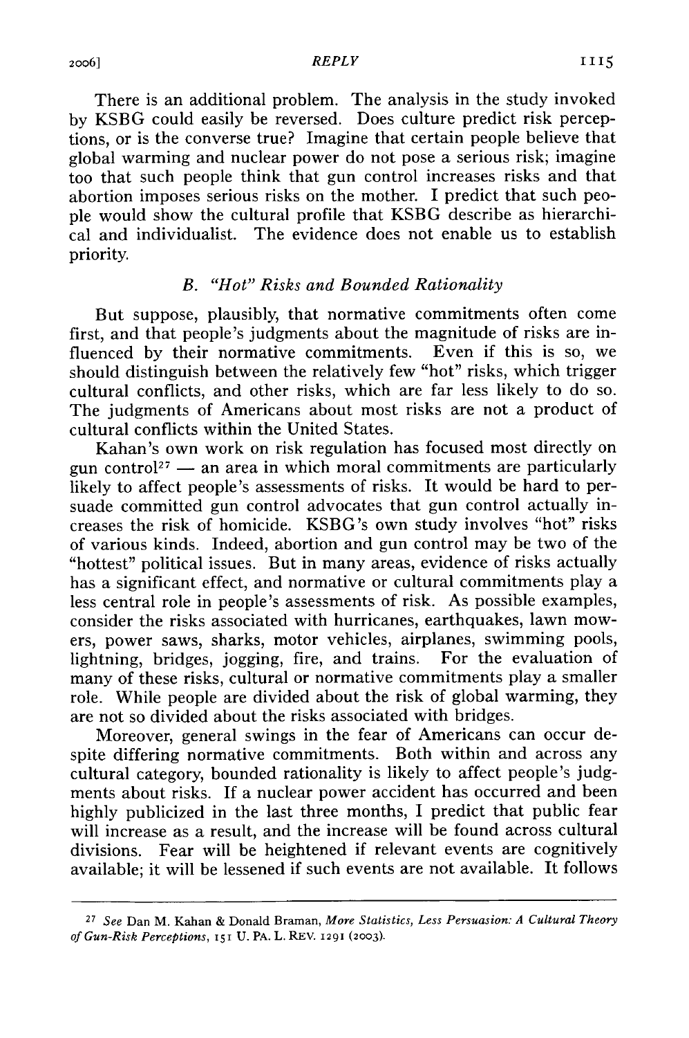There is an additional problem. The analysis in the study invoked by KSBG could easily be reversed. Does culture predict risk perceptions, or is the converse true? Imagine that certain people believe that global warming and nuclear power do not pose a serious risk; imagine too that such people think that gun control increases risks and that abortion imposes serious risks on the mother. I predict that such people would show the cultural profile that KSBG describe as hierarchical and individualist. The evidence does not enable us to establish priority.

### B. *"Hot" Risks and Bounded Rationality*

But suppose, plausibly, that normative commitments often come first, and that people's judgments about the magnitude of risks are influenced by their normative commitments. Even if this is so, we should distinguish between the relatively few "hot" risks, which trigger cultural conflicts, and other risks, which are far less likely to do so. The judgments of Americans about most risks are not a product of cultural conflicts within the United States.

Kahan's own work on risk regulation has focused most directly on gun control[27] — an area in which moral commitments are particularly likely to affect people's assessments of risks. It would be hard to persuade committed gun control advocates that gun control actually increases the risk of homicide. KSBG's own study involves "hot" risks of various kinds. Indeed, abortion and gun control may be two of the "hottest" political issues. But in many areas, evidence of risks actually has a significant effect, and normative or cultural commitments play a less central role in people's assessments of risk. As possible examples, consider the risks associated with hurricanes, earthquakes, lawn mowers, power saws, sharks, motor vehicles, airplanes, swimming pools, lightning, bridges, jogging, fire, and trains. For the evaluation of many of these risks, cultural or normative commitments play a smaller role. While people are divided about the risk of global warming, they are not so divided about the risks associated with bridges.

Moreover, general swings in the fear of Americans can occur despite differing normative commitments. Both within and across any cultural category, bounded rationality is likely to affect people's judgments about risks. If a nuclear power accident has occurred and been highly publicized in the last three months, I predict that public fear will increase as a result, and the increase will be found across cultural divisions. Fear will be heightened if relevant events are cognitively available; it will be lessened if such events are not available. It follows

---

[27] *See* Dan M. Kahan & Donald Braman, *More Statistics, Less Persuasion: A Cultural Theory of Gun-Risk Perceptions*, 151 U. PA. L. REV. 1291 (2003).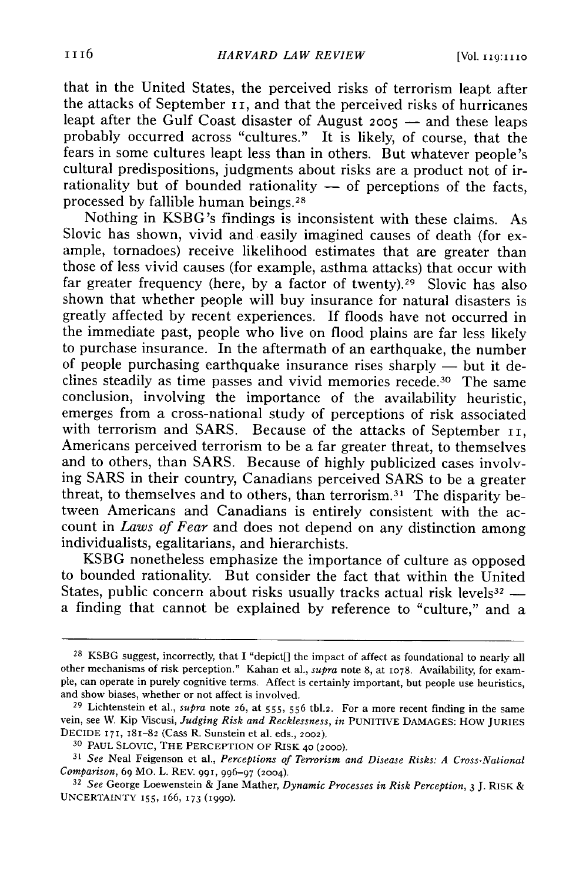that in the United States, the perceived risks of terrorism leapt after the attacks of September 11, and that the perceived risks of hurricanes leapt after the Gulf Coast disaster of August 2005 — and these leaps probably occurred across "cultures." It is likely, of course, that the fears in some cultures leapt less than in others. But whatever people's cultural predispositions, judgments about risks are a product not of irrationality but of bounded rationality — of perceptions of the facts, processed by fallible human beings.[28]

Nothing in KSBG's findings is inconsistent with these claims. As Slovic has shown, vivid and easily imagined causes of death (for example, tornadoes) receive likelihood estimates that are greater than those of less vivid causes (for example, asthma attacks) that occur with far greater frequency (here, by a factor of twenty).[29] Slovic has also shown that whether people will buy insurance for natural disasters is greatly affected by recent experiences. If floods have not occurred in the immediate past, people who live on flood plains are far less likely to purchase insurance. In the aftermath of an earthquake, the number of people purchasing earthquake insurance rises sharply — but it declines steadily as time passes and vivid memories recede.[30] The same conclusion, involving the importance of the availability heuristic, emerges from a cross-national study of perceptions of risk associated with terrorism and SARS. Because of the attacks of September 11, Americans perceived terrorism to be a far greater threat, to themselves and to others, than SARS. Because of highly publicized cases involving SARS in their country, Canadians perceived SARS to be a greater threat, to themselves and to others, than terrorism.[31] The disparity between Americans and Canadians is entirely consistent with the account in *Laws of Fear* and does not depend on any distinction among individualists, egalitarians, and hierarchists.

KSBG nonetheless emphasize the importance of culture as opposed to bounded rationality. But consider the fact that within the United States, public concern about risks usually tracks actual risk levels[32] — a finding that cannot be explained by reference to "culture," and a

---

[28] KSBG suggest, incorrectly, that I "depict[] the impact of affect as foundational to nearly all other mechanisms of risk perception." Kahan et al., *supra* note 8, at 1078. Availability, for example, can operate in purely cognitive terms. Affect is certainly important, but people use heuristics, and show biases, whether or not affect is involved.

[29] Lichtenstein et al., *supra* note 26, at 555, 556 tbl.2. For a more recent finding in the same vein, see W. Kip Viscusi, *Judging Risk and Recklessness*, *in* PUNITIVE DAMAGES: HOW JURIES DECIDE 171, 181–82 (Cass R. Sunstein et al. eds., 2002).

[30] PAUL SLOVIC, THE PERCEPTION OF RISK 40 (2000).

[31] *See* Neal Feigenson et al., *Perceptions of Terrorism and Disease Risks: A Cross-National Comparison*, 69 MO. L. REV. 991, 996–97 (2004).

[32] *See* George Loewenstein & Jane Mather, *Dynamic Processes in Risk Perception*, 3 J. RISK & UNCERTAINTY 155, 166, 173 (1990).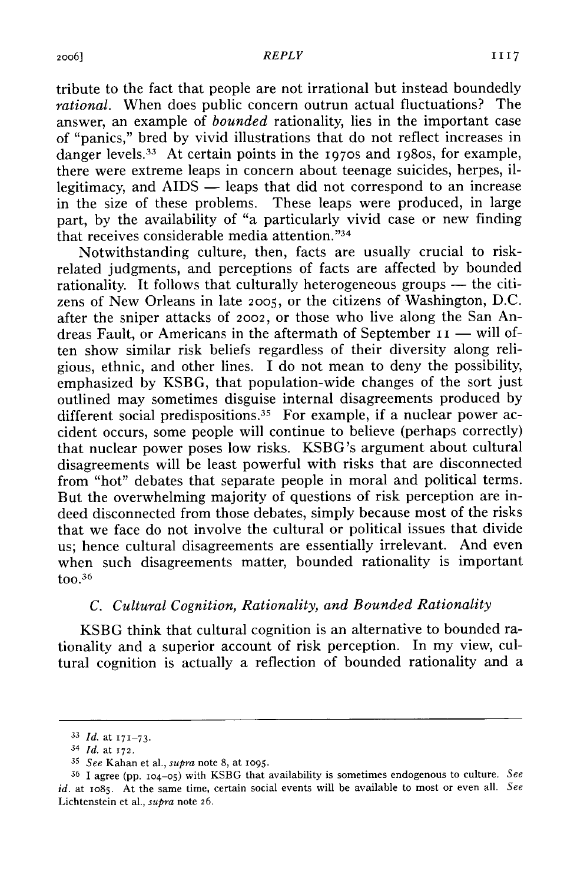tribute to the fact that people are not irrational but instead boundedly *rational*. When does public concern outrun actual fluctuations? The answer, an example of *bounded* rationality, lies in the important case of "panics," bred by vivid illustrations that do not reflect increases in danger levels.[33] At certain points in the 1970s and 1980s, for example, there were extreme leaps in concern about teenage suicides, herpes, illegitimacy, and AIDS — leaps that did not correspond to an increase in the size of these problems. These leaps were produced, in large part, by the availability of "a particularly vivid case or new finding that receives considerable media attention."[34]

Notwithstanding culture, then, facts are usually crucial to risk-related judgments, and perceptions of facts are affected by bounded rationality. It follows that culturally heterogeneous groups — the citizens of New Orleans in late 2005, or the citizens of Washington, D.C. after the sniper attacks of 2002, or those who live along the San Andreas Fault, or Americans in the aftermath of September 11 — will often show similar risk beliefs regardless of their diversity along religious, ethnic, and other lines. I do not mean to deny the possibility, emphasized by KSBG, that population-wide changes of the sort just outlined may sometimes disguise internal disagreements produced by different social predispositions.[35] For example, if a nuclear power accident occurs, some people will continue to believe (perhaps correctly) that nuclear power poses low risks. KSBG's argument about cultural disagreements will be least powerful with risks that are disconnected from "hot" debates that separate people in moral and political terms. But the overwhelming majority of questions of risk perception are indeed disconnected from those debates, simply because most of the risks that we face do not involve the cultural or political issues that divide us; hence cultural disagreements are essentially irrelevant. And even when such disagreements matter, bounded rationality is important too.[36]

### C. *Cultural Cognition, Rationality, and Bounded Rationality*

KSBG think that cultural cognition is an alternative to bounded rationality and a superior account of risk perception. In my view, cultural cognition is actually a reflection of bounded rationality and a

---

[33] *Id.* at 171–73.

[34] *Id.* at 172.

[35] *See* Kahan et al., *supra* note 8, at 1095.

[36] I agree (pp. 104–05) with KSBG that availability is sometimes endogenous to culture. *See id.* at 1085. At the same time, certain social events will be available to most or even all. *See* Lichtenstein et al., *supra* note 26.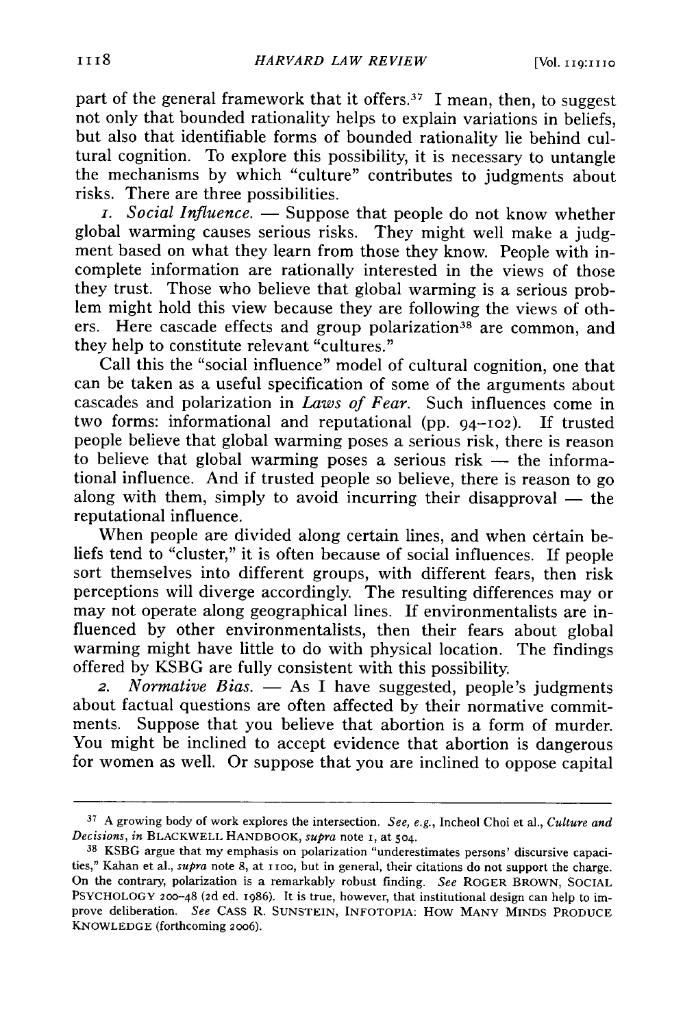part of the general framework that it offers.[37] I mean, then, to suggest not only that bounded rationality helps to explain variations in beliefs, but also that identifiable forms of bounded rationality lie behind cultural cognition. To explore this possibility, it is necessary to untangle the mechanisms by which "culture" contributes to judgments about risks. There are three possibilities.

*1. Social Influence.* — Suppose that people do not know whether global warming causes serious risks. They might well make a judgment based on what they learn from those they know. People with incomplete information are rationally interested in the views of those they trust. Those who believe that global warming is a serious problem might hold this view because they are following the views of others. Here cascade effects and group polarization[38] are common, and they help to constitute relevant "cultures."

Call this the "social influence" model of cultural cognition, one that can be taken as a useful specification of some of the arguments about cascades and polarization in *Laws of Fear*. Such influences come in two forms: informational and reputational (pp. 94–102). If trusted people believe that global warming poses a serious risk, there is reason to believe that global warming poses a serious risk — the informational influence. And if trusted people so believe, there is reason to go along with them, simply to avoid incurring their disapproval — the reputational influence.

When people are divided along certain lines, and when certain beliefs tend to "cluster," it is often because of social influences. If people sort themselves into different groups, with different fears, then risk perceptions will diverge accordingly. The resulting differences may or may not operate along geographical lines. If environmentalists are influenced by other environmentalists, then their fears about global warming might have little to do with physical location. The findings offered by KSBG are fully consistent with this possibility.

*2. Normative Bias.* — As I have suggested, people's judgments about factual questions are often affected by their normative commitments. Suppose that you believe that abortion is a form of murder. You might be inclined to accept evidence that abortion is dangerous for women as well. Or suppose that you are inclined to oppose capital

---

[37] A growing body of work explores the intersection. *See, e.g.*, Incheol Choi et al., *Culture and Decisions*, *in* BLACKWELL HANDBOOK, *supra* note 1, at 504.

[38] KSBG argue that my emphasis on polarization "underestimates persons' discursive capacities," Kahan et al., *supra* note 8, at 1100, but in general, their citations do not support the charge. On the contrary, polarization is a remarkably robust finding. *See* ROGER BROWN, SOCIAL PSYCHOLOGY 200–48 (2d ed. 1986). It is true, however, that institutional design can help to improve deliberation. *See* CASS R. SUNSTEIN, INFOTOPIA: HOW MANY MINDS PRODUCE KNOWLEDGE (forthcoming 2006).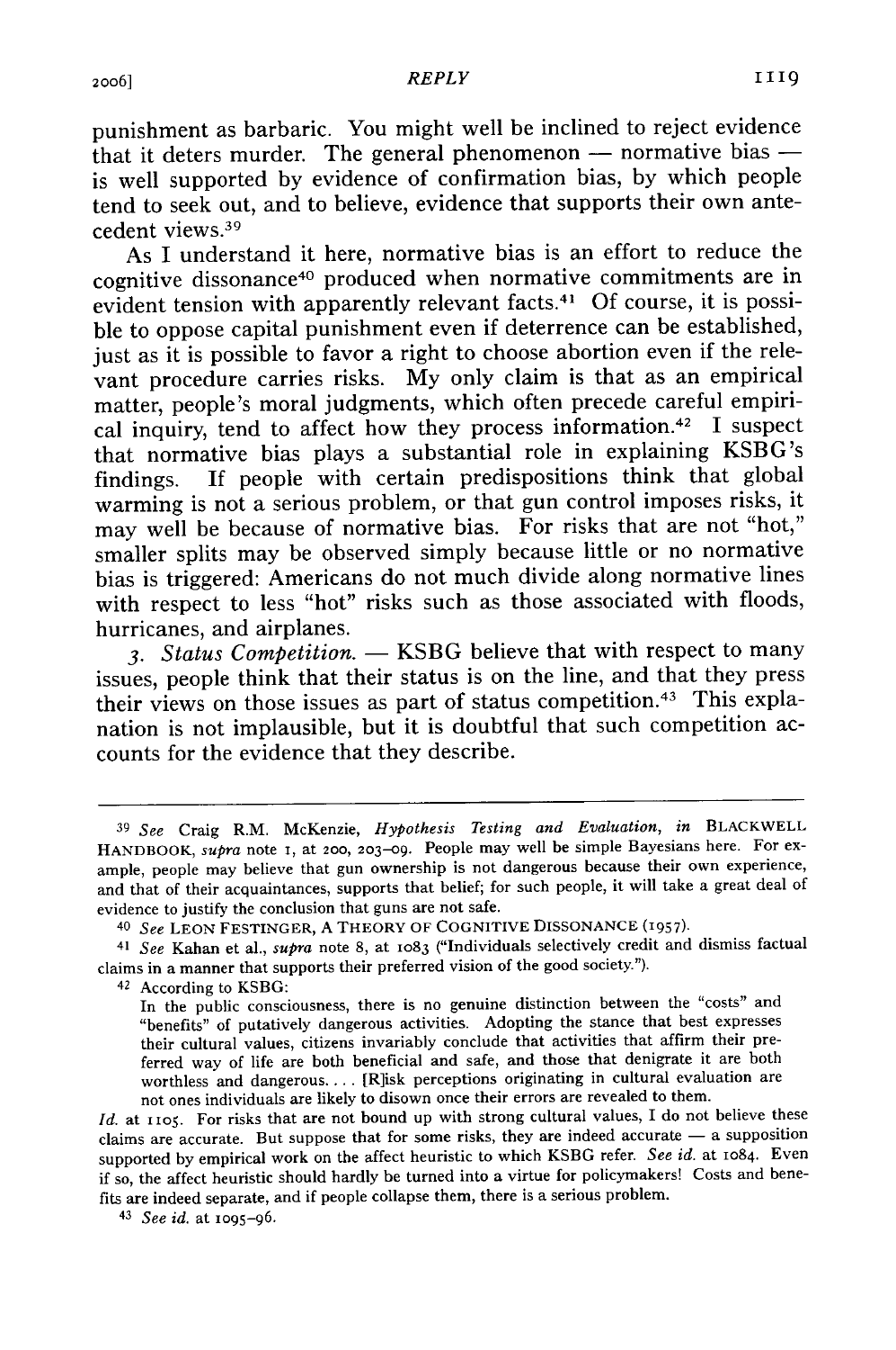punishment as barbaric. You might well be inclined to reject evidence that it deters murder. The general phenomenon — normative bias — is well supported by evidence of confirmation bias, by which people tend to seek out, and to believe, evidence that supports their own antecedent views.[39]

As I understand it here, normative bias is an effort to reduce the cognitive dissonance[40] produced when normative commitments are in evident tension with apparently relevant facts.[41] Of course, it is possible to oppose capital punishment even if deterrence can be established, just as it is possible to favor a right to choose abortion even if the relevant procedure carries risks. My only claim is that as an empirical matter, people's moral judgments, which often precede careful empirical inquiry, tend to affect how they process information.[42] I suspect that normative bias plays a substantial role in explaining KSBG's findings. If people with certain predispositions think that global warming is not a serious problem, or that gun control imposes risks, it may well be because of normative bias. For risks that are not "hot," smaller splits may be observed simply because little or no normative bias is triggered: Americans do not much divide along normative lines with respect to less "hot" risks such as those associated with floods, hurricanes, and airplanes.

*3. Status Competition.* — KSBG believe that with respect to many issues, people think that their status is on the line, and that they press their views on those issues as part of status competition.[43] This explanation is not implausible, but it is doubtful that such competition accounts for the evidence that they describe.

---

[39] *See* Craig R.M. McKenzie, *Hypothesis Testing and Evaluation*, *in* BLACKWELL HANDBOOK, *supra* note 1, at 200, 203–09. People may well be simple Bayesians here. For example, people may believe that gun ownership is not dangerous because their own experience, and that of their acquaintances, supports that belief; for such people, it will take a great deal of evidence to justify the conclusion that guns are not safe.

[40] *See* LEON FESTINGER, A THEORY OF COGNITIVE DISSONANCE (1957).

[41] *See* Kahan et al., *supra* note 8, at 1083 ("Individuals selectively credit and dismiss factual claims in a manner that supports their preferred vision of the good society.").

[42] According to KSBG:

> In the public consciousness, there is no genuine distinction between the "costs" and "benefits" of putatively dangerous activities. Adopting the stance that best expresses their cultural values, citizens invariably conclude that activities that affirm their preferred way of life are both beneficial and safe, and those that denigrate it are both worthless and dangerous. . . . [R]isk perceptions originating in cultural evaluation are not ones individuals are likely to disown once their errors are revealed to them.

*Id.* at 1105. For risks that are not bound up with strong cultural values, I do not believe these claims are accurate. But suppose that for some risks, they are indeed accurate — a supposition supported by empirical work on the affect heuristic to which KSBG refer. *See id.* at 1084. Even if so, the affect heuristic should hardly be turned into a virtue for policymakers! Costs and benefits are indeed separate, and if people collapse them, there is a serious problem.

[43] *See id.* at 1095–96.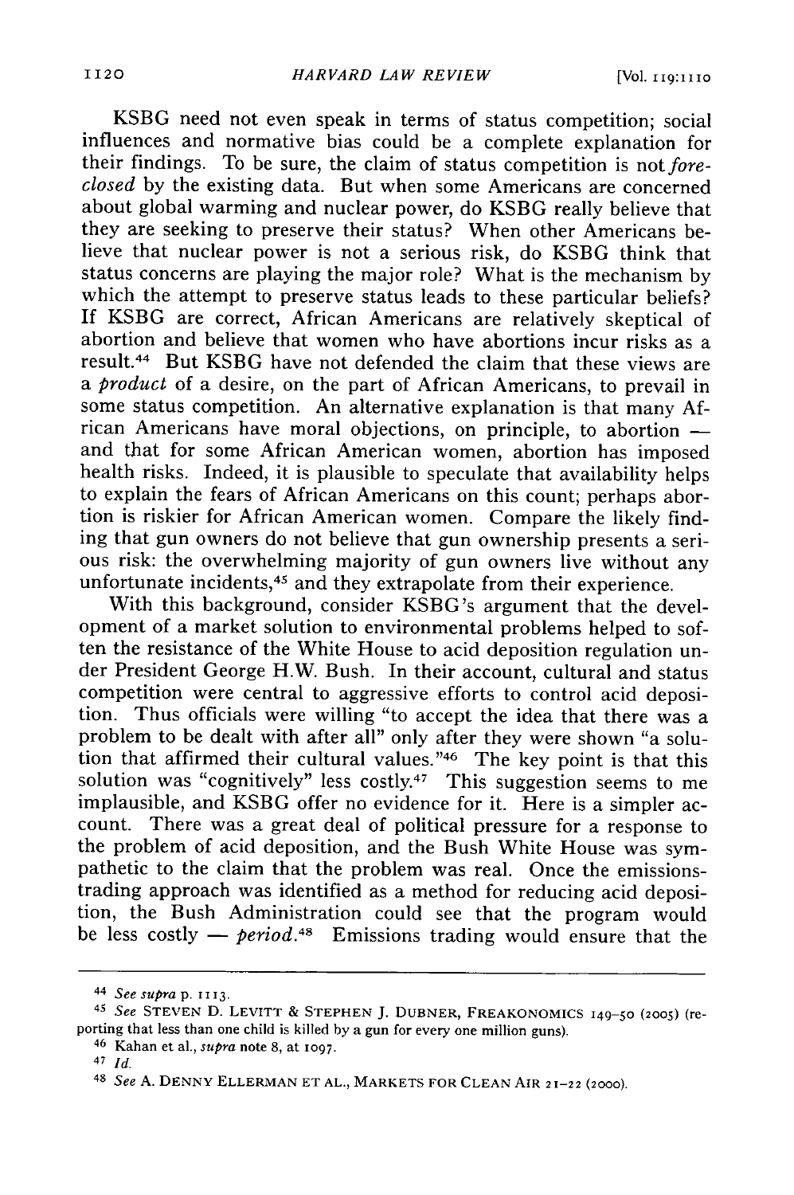KSBG need not even speak in terms of status competition; social influences and normative bias could be a complete explanation for their findings. To be sure, the claim of status competition is not *foreclosed* by the existing data. But when some Americans are concerned about global warming and nuclear power, do KSBG really believe that they are seeking to preserve their status? When other Americans believe that nuclear power is not a serious risk, do KSBG think that status concerns are playing the major role? What is the mechanism by which the attempt to preserve status leads to these particular beliefs? If KSBG are correct, African Americans are relatively skeptical of abortion and believe that women who have abortions incur risks as a result.[44] But KSBG have not defended the claim that these views are a *product* of a desire, on the part of African Americans, to prevail in some status competition. An alternative explanation is that many African Americans have moral objections, on principle, to abortion — and that for some African American women, abortion has imposed health risks. Indeed, it is plausible to speculate that availability helps to explain the fears of African Americans on this count; perhaps abortion is riskier for African American women. Compare the likely finding that gun owners do not believe that gun ownership presents a serious risk: the overwhelming majority of gun owners live without any unfortunate incidents,[45] and they extrapolate from their experience.

With this background, consider KSBG's argument that the development of a market solution to environmental problems helped to soften the resistance of the White House to acid deposition regulation under President George H.W. Bush. In their account, cultural and status competition were central to aggressive efforts to control acid deposition. Thus officials were willing "to accept the idea that there was a problem to be dealt with after all" only after they were shown "a solution that affirmed their cultural values."[46] The key point is that this solution was "cognitively" less costly.[47] This suggestion seems to me implausible, and KSBG offer no evidence for it. Here is a simpler account. There was a great deal of political pressure for a response to the problem of acid deposition, and the Bush White House was sympathetic to the claim that the problem was real. Once the emissions-trading approach was identified as a method for reducing acid deposition, the Bush Administration could see that the program would be less costly — *period*.[48] Emissions trading would ensure that the

---

[44] *See supra* p. 1113.

[45] *See* STEVEN D. LEVITT & STEPHEN J. DUBNER, FREAKONOMICS 149–50 (2005) (reporting that less than one child is killed by a gun for every one million guns).

[46] Kahan et al., *supra* note 8, at 1097.

[47] *Id.*

[48] *See* A. DENNY ELLERMAN ET AL., MARKETS FOR CLEAN AIR 21–22 (2000).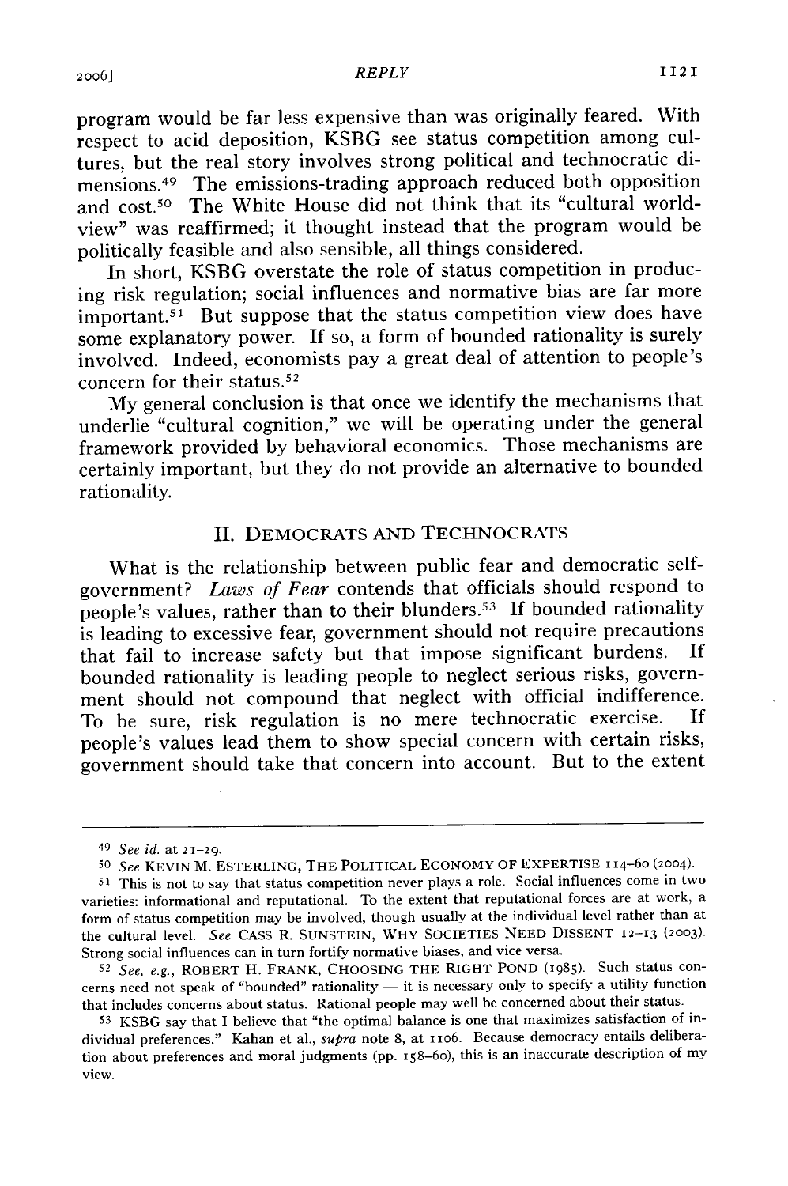program would be far less expensive than was originally feared. With respect to acid deposition, KSBG see status competition among cultures, but the real story involves strong political and technocratic dimensions.[49] The emissions-trading approach reduced both opposition and cost.[50] The White House did not think that its "cultural worldview" was reaffirmed; it thought instead that the program would be politically feasible and also sensible, all things considered.

In short, KSBG overstate the role of status competition in producing risk regulation; social influences and normative bias are far more important.[51] But suppose that the status competition view does have some explanatory power. If so, a form of bounded rationality is surely involved. Indeed, economists pay a great deal of attention to people's concern for their status.[52]

My general conclusion is that once we identify the mechanisms that underlie "cultural cognition," we will be operating under the general framework provided by behavioral economics. Those mechanisms are certainly important, but they do not provide an alternative to bounded rationality.

## II. DEMOCRATS AND TECHNOCRATS

What is the relationship between public fear and democratic self-government? *Laws of Fear* contends that officials should respond to people's values, rather than to their blunders.[53] If bounded rationality is leading to excessive fear, government should not require precautions that fail to increase safety but that impose significant burdens. If bounded rationality is leading people to neglect serious risks, government should not compound that neglect with official indifference. To be sure, risk regulation is no mere technocratic exercise. If people's values lead them to show special concern with certain risks, government should take that concern into account. But to the extent

---

[49] *See id.* at 21–29.

[50] *See* KEVIN M. ESTERLING, THE POLITICAL ECONOMY OF EXPERTISE 114–60 (2004).

[51] This is not to say that status competition never plays a role. Social influences come in two varieties: informational and reputational. To the extent that reputational forces are at work, a form of status competition may be involved, though usually at the individual level rather than at the cultural level. *See* CASS R. SUNSTEIN, WHY SOCIETIES NEED DISSENT 12–13 (2003). Strong social influences can in turn fortify normative biases, and vice versa.

[52] *See, e.g.*, ROBERT H. FRANK, CHOOSING THE RIGHT POND (1985). Such status concerns need not speak of "bounded" rationality — it is necessary only to specify a utility function that includes concerns about status. Rational people may well be concerned about their status.

[53] KSBG say that I believe that "the optimal balance is one that maximizes satisfaction of individual preferences." Kahan et al., *supra* note 8, at 1106. Because democracy entails deliberation about preferences and moral judgments (pp. 158–60), this is an inaccurate description of my view.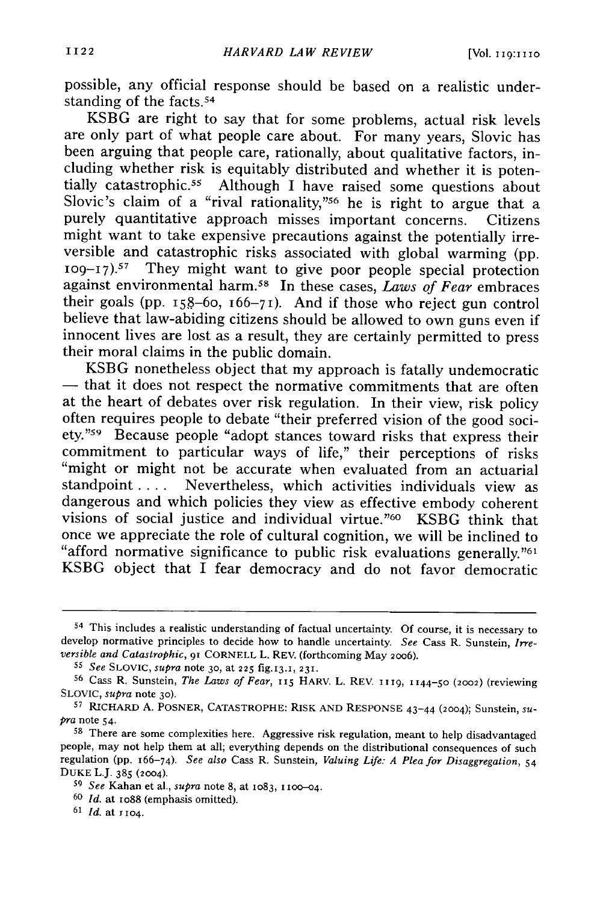possible, any official response should be based on a realistic understanding of the facts.[54]

KSBG are right to say that for some problems, actual risk levels are only part of what people care about. For many years, Slovic has been arguing that people care, rationally, about qualitative factors, including whether risk is equitably distributed and whether it is potentially catastrophic.[55] Although I have raised some questions about Slovic's claim of a "rival rationality,"[56] he is right to argue that a purely quantitative approach misses important concerns. Citizens might want to take expensive precautions against the potentially irreversible and catastrophic risks associated with global warming (pp. 109–17).[57] They might want to give poor people special protection against environmental harm.[58] In these cases, *Laws of Fear* embraces their goals (pp. 158–60, 166–71). And if those who reject gun control believe that law-abiding citizens should be allowed to own guns even if innocent lives are lost as a result, they are certainly permitted to press their moral claims in the public domain.

KSBG nonetheless object that my approach is fatally undemocratic — that it does not respect the normative commitments that are often at the heart of debates over risk regulation. In their view, risk policy often requires people to debate "their preferred vision of the good society."[59] Because people "adopt stances toward risks that express their commitment to particular ways of life," their perceptions of risks "might or might not be accurate when evaluated from an actuarial standpoint . . . . Nevertheless, which activities individuals view as dangerous and which policies they view as effective embody coherent visions of social justice and individual virtue."[60] KSBG think that once we appreciate the role of cultural cognition, we will be inclined to "afford normative significance to public risk evaluations generally."[61] KSBG object that I fear democracy and do not favor democratic

---

[54] This includes a realistic understanding of factual uncertainty. Of course, it is necessary to develop normative principles to decide how to handle uncertainty. *See* Cass R. Sunstein, *Irreversible and Catastrophic*, 91 CORNELL L. REV. (forthcoming May 2006).

[55] *See* SLOVIC, *supra* note 30, at 225 fig.13.1, 231.

[56] Cass R. Sunstein, *The Laws of Fear*, 115 HARV. L. REV. 1119, 1144–50 (2002) (reviewing SLOVIC, *supra* note 30).

[57] RICHARD A. POSNER, CATASTROPHE: RISK AND RESPONSE 43–44 (2004); Sunstein, *supra* note 54.

[58] There are some complexities here. Aggressive risk regulation, meant to help disadvantaged people, may not help them at all; everything depends on the distributional consequences of such regulation (pp. 166–74). *See also* Cass R. Sunstein, *Valuing Life: A Plea for Disaggregation*, 54 DUKE L.J. 385 (2004).

[59] *See* Kahan et al., *supra* note 8, at 1083, 1100–04.

[60] *Id.* at 1088 (emphasis omitted).

[61] *Id.* at 1104.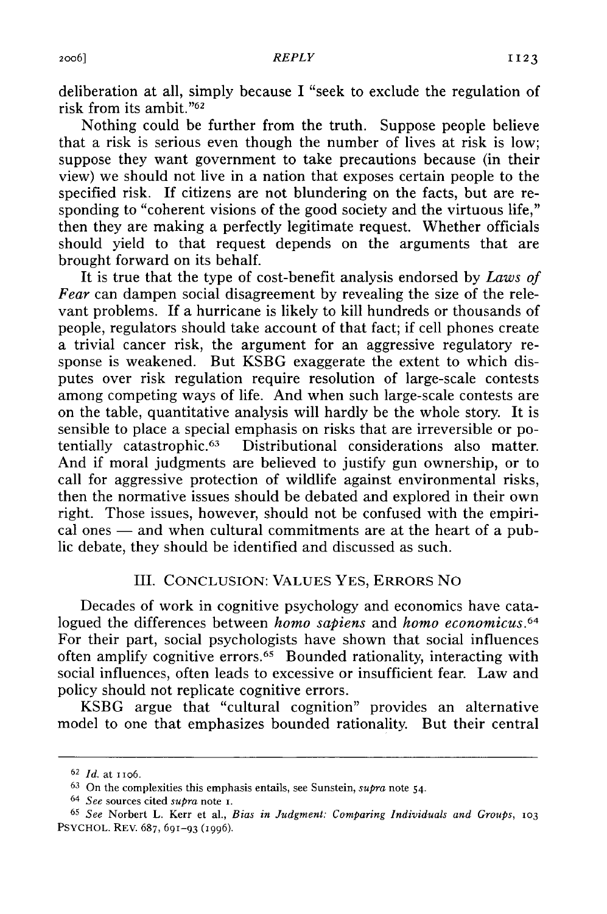deliberation at all, simply because I "seek to exclude the regulation of risk from its ambit."[62]

Nothing could be further from the truth. Suppose people believe that a risk is serious even though the number of lives at risk is low; suppose they want government to take precautions because (in their view) we should not live in a nation that exposes certain people to the specified risk. If citizens are not blundering on the facts, but are responding to "coherent visions of the good society and the virtuous life," then they are making a perfectly legitimate request. Whether officials should yield to that request depends on the arguments that are brought forward on its behalf.

It is true that the type of cost-benefit analysis endorsed by *Laws of Fear* can dampen social disagreement by revealing the size of the relevant problems. If a hurricane is likely to kill hundreds or thousands of people, regulators should take account of that fact; if cell phones create a trivial cancer risk, the argument for an aggressive regulatory response is weakened. But KSBG exaggerate the extent to which disputes over risk regulation require resolution of large-scale contests among competing ways of life. And when such large-scale contests are on the table, quantitative analysis will hardly be the whole story. It is sensible to place a special emphasis on risks that are irreversible or potentially catastrophic.[63] Distributional considerations also matter. And if moral judgments are believed to justify gun ownership, or to call for aggressive protection of wildlife against environmental risks, then the normative issues should be debated and explored in their own right. Those issues, however, should not be confused with the empirical ones — and when cultural commitments are at the heart of a public debate, they should be identified and discussed as such.

## III. CONCLUSION: VALUES YES, ERRORS NO

Decades of work in cognitive psychology and economics have catalogued the differences between *homo sapiens* and *homo economicus*.[64] For their part, social psychologists have shown that social influences often amplify cognitive errors.[65] Bounded rationality, interacting with social influences, often leads to excessive or insufficient fear. Law and policy should not replicate cognitive errors.

KSBG argue that "cultural cognition" provides an alternative model to one that emphasizes bounded rationality. But their central

---

[62] *Id.* at 1106.

[63] On the complexities this emphasis entails, see Sunstein, *supra* note 54.

[64] *See* sources cited *supra* note 1.

[65] *See* Norbert L. Kerr et al., *Bias in Judgment: Comparing Individuals and Groups*, 103 PSYCHOL. REV. 687, 691–93 (1996).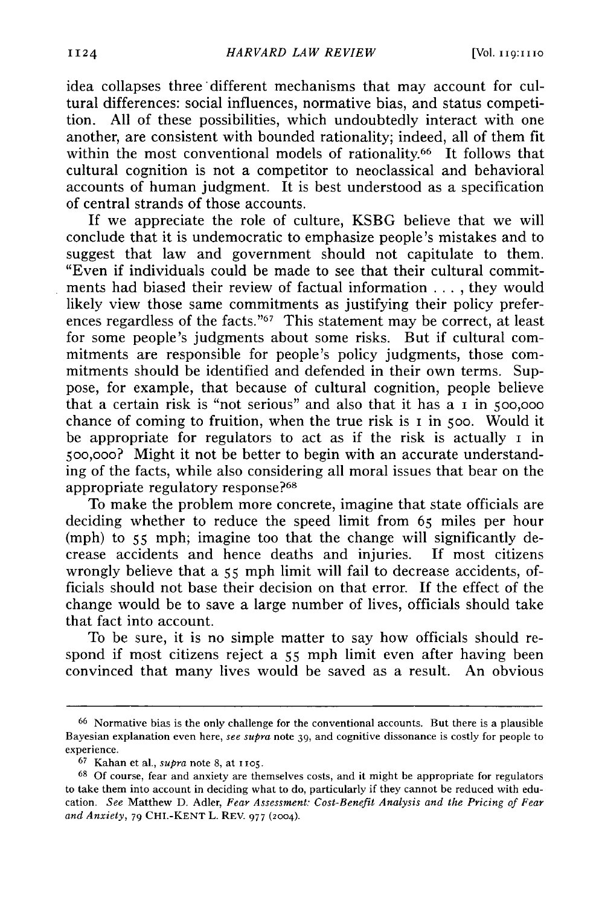idea collapses three different mechanisms that may account for cultural differences: social influences, normative bias, and status competition. All of these possibilities, which undoubtedly interact with one another, are consistent with bounded rationality; indeed, all of them fit within the most conventional models of rationality.[66] It follows that cultural cognition is not a competitor to neoclassical and behavioral accounts of human judgment. It is best understood as a specification of central strands of those accounts.

If we appreciate the role of culture, KSBG believe that we will conclude that it is undemocratic to emphasize people's mistakes and to suggest that law and government should not capitulate to them. "Even if individuals could be made to see that their cultural commitments had biased their review of factual information . . . , they would likely view those same commitments as justifying their policy preferences regardless of the facts."[67] This statement may be correct, at least for some people's judgments about some risks. But if cultural commitments are responsible for people's policy judgments, those commitments should be identified and defended in their own terms. Suppose, for example, that because of cultural cognition, people believe that a certain risk is "not serious" and also that it has a 1 in 500,000 chance of coming to fruition, when the true risk is 1 in 500. Would it be appropriate for regulators to act as if the risk is actually 1 in 500,000? Might it not be better to begin with an accurate understanding of the facts, while also considering all moral issues that bear on the appropriate regulatory response?[68]

To make the problem more concrete, imagine that state officials are deciding whether to reduce the speed limit from 65 miles per hour (mph) to 55 mph; imagine too that the change will significantly decrease accidents and hence deaths and injuries. If most citizens wrongly believe that a 55 mph limit will fail to decrease accidents, officials should not base their decision on that error. If the effect of the change would be to save a large number of lives, officials should take that fact into account.

To be sure, it is no simple matter to say how officials should respond if most citizens reject a 55 mph limit even after having been convinced that many lives would be saved as a result. An obvious

---

[66] Normative bias is the only challenge for the conventional accounts. But there is a plausible Bayesian explanation even here, *see supra* note 39, and cognitive dissonance is costly for people to experience.

[67] Kahan et al., *supra* note 8, at 1105.

[68] Of course, fear and anxiety are themselves costs, and it might be appropriate for regulators to take them into account in deciding what to do, particularly if they cannot be reduced with education. *See* Matthew D. Adler, *Fear Assessment: Cost-Benefit Analysis and the Pricing of Fear and Anxiety*, 79 CHI.-KENT L. REV. 977 (2004).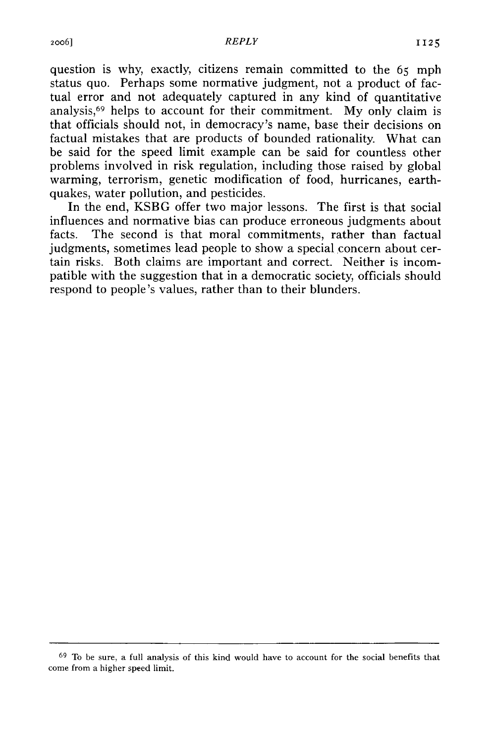question is why, exactly, citizens remain committed to the 65 mph status quo. Perhaps some normative judgment, not a product of factual error and not adequately captured in any kind of quantitative analysis,[69] helps to account for their commitment. My only claim is that officials should not, in democracy's name, base their decisions on factual mistakes that are products of bounded rationality. What can be said for the speed limit example can be said for countless other problems involved in risk regulation, including those raised by global warming, terrorism, genetic modification of food, hurricanes, earthquakes, water pollution, and pesticides.

In the end, KSBG offer two major lessons. The first is that social influences and normative bias can produce erroneous judgments about facts. The second is that moral commitments, rather than factual judgments, sometimes lead people to show a special concern about certain risks. Both claims are important and correct. Neither is incompatible with the suggestion that in a democratic society, officials should respond to people's values, rather than to their blunders.

---

[69] To be sure, a full analysis of this kind would have to account for the social benefits that come from a higher speed limit.